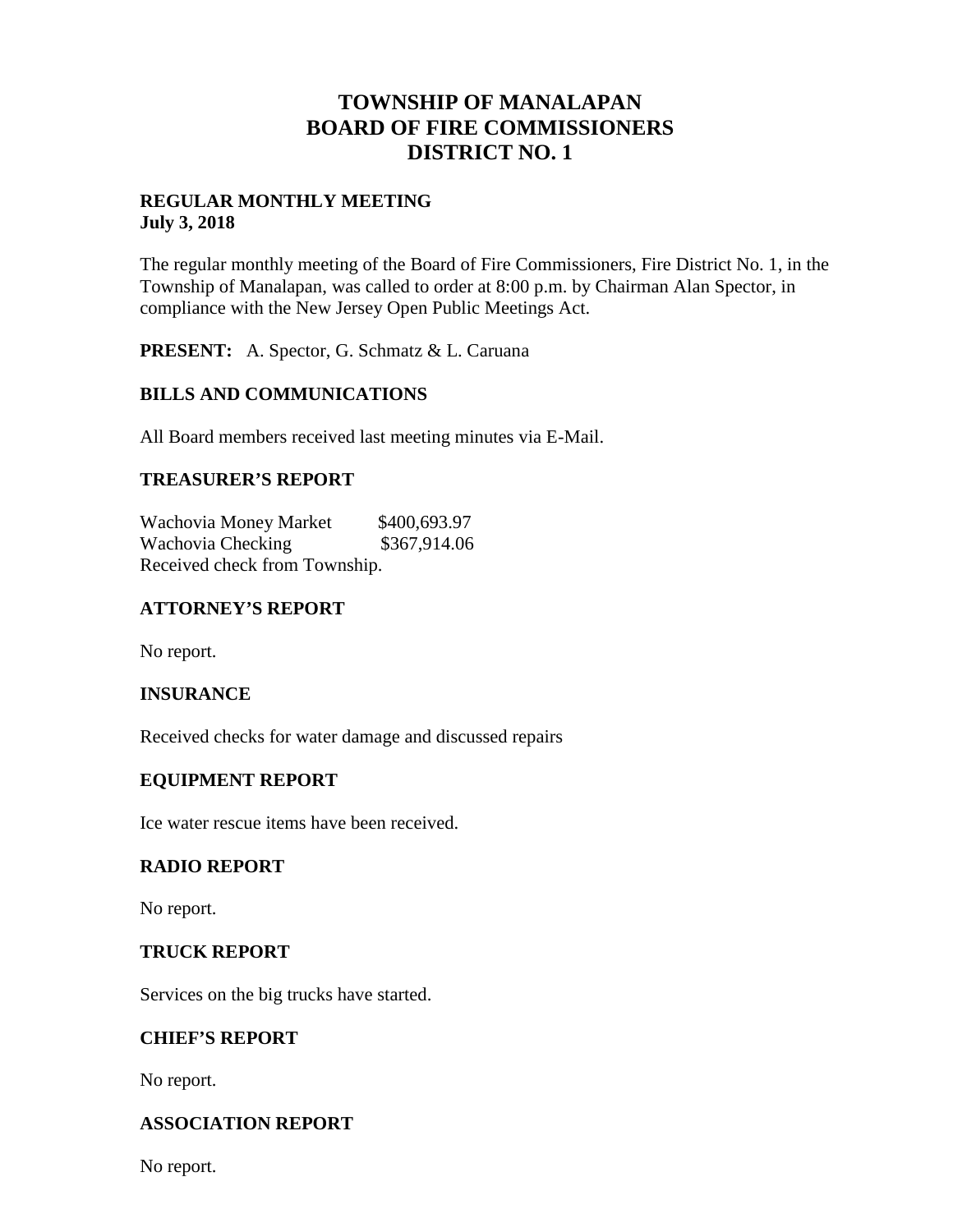# TOWNSHIP OF MANALAPAN
# BOARD OF FIRE COMMISSIONERS
# DISTRICT NO. 1

**REGULAR MONTHLY MEETING**
**July 3, 2018**

The regular monthly meeting of the Board of Fire Commissioners, Fire District No. 1, in the Township of Manalapan, was called to order at 8:00 p.m. by Chairman Alan Spector, in compliance with the New Jersey Open Public Meetings Act.

**PRESENT:** A. Spector, G. Schmatz & L. Caruana

## BILLS AND COMMUNICATIONS

All Board members received last meeting minutes via E-Mail.

## TREASURER'S REPORT

Wachovia Money Market $400,693.97
Wachovia Checking $367,914.06
Received check from Township.

## ATTORNEY'S REPORT

No report.

## INSURANCE

Received checks for water damage and discussed repairs

## EQUIPMENT REPORT

Ice water rescue items have been received.

## RADIO REPORT

No report.

## TRUCK REPORT

Services on the big trucks have started.

## CHIEF'S REPORT

No report.

## ASSOCIATION REPORT

No report.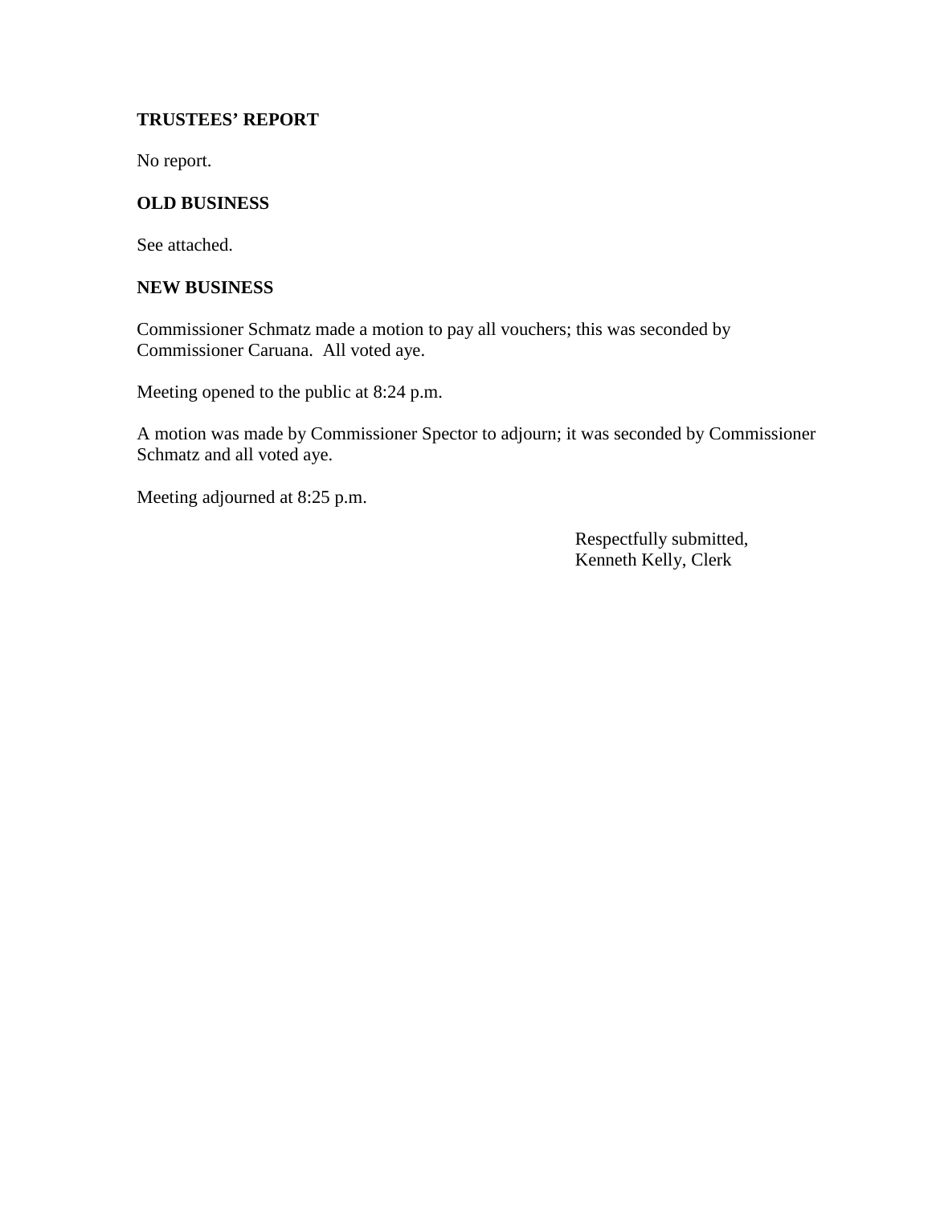**TRUSTEES' REPORT**

No report.

**OLD BUSINESS**

See attached.

**NEW BUSINESS**

Commissioner Schmatz made a motion to pay all vouchers; this was seconded by Commissioner Caruana. All voted aye.

Meeting opened to the public at 8:24 p.m.

A motion was made by Commissioner Spector to adjourn; it was seconded by Commissioner Schmatz and all voted aye.

Meeting adjourned at 8:25 p.m.

Respectfully submitted,
Kenneth Kelly, Clerk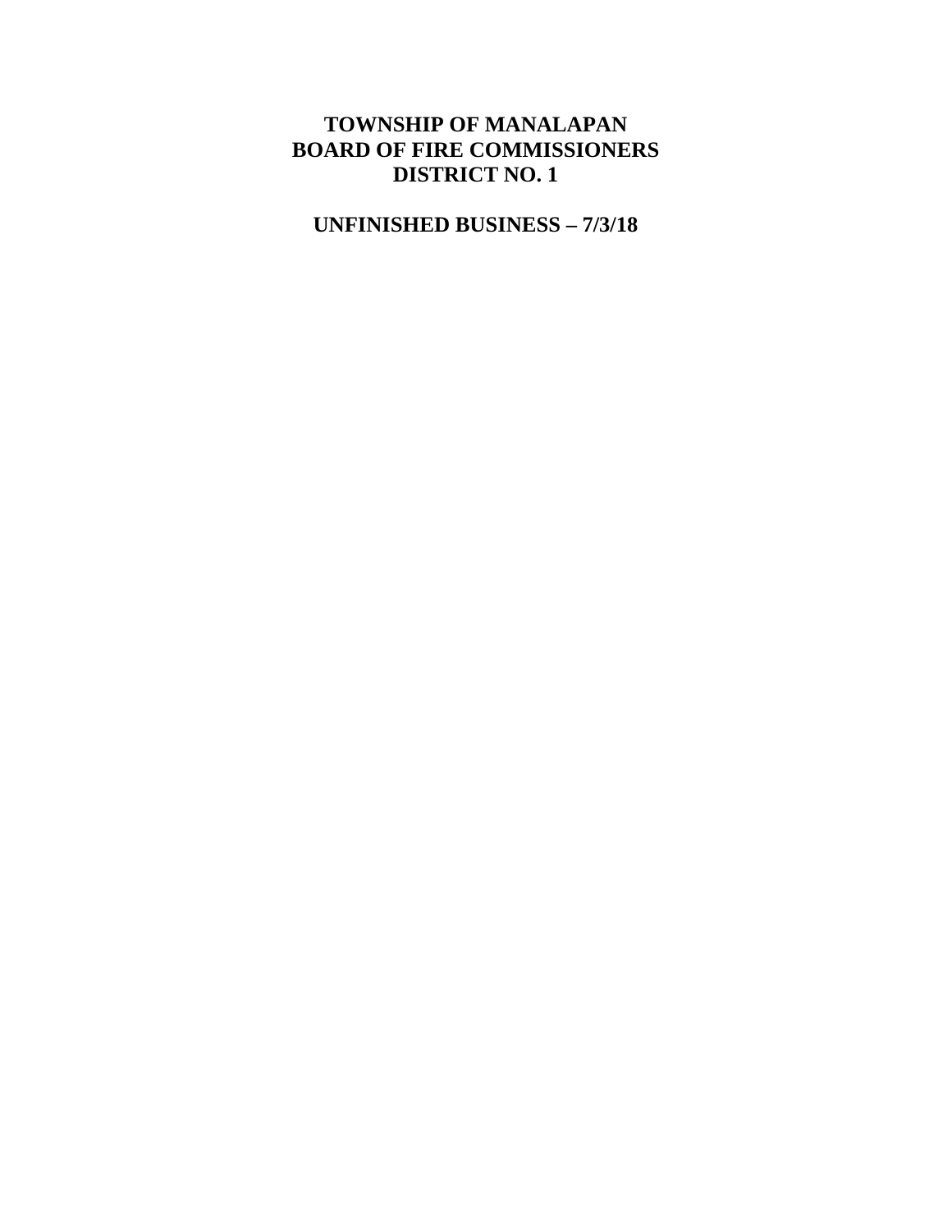# TOWNSHIP OF MANALAPAN
# BOARD OF FIRE COMMISSIONERS
# DISTRICT NO. 1

## UNFINISHED BUSINESS – 7/3/18